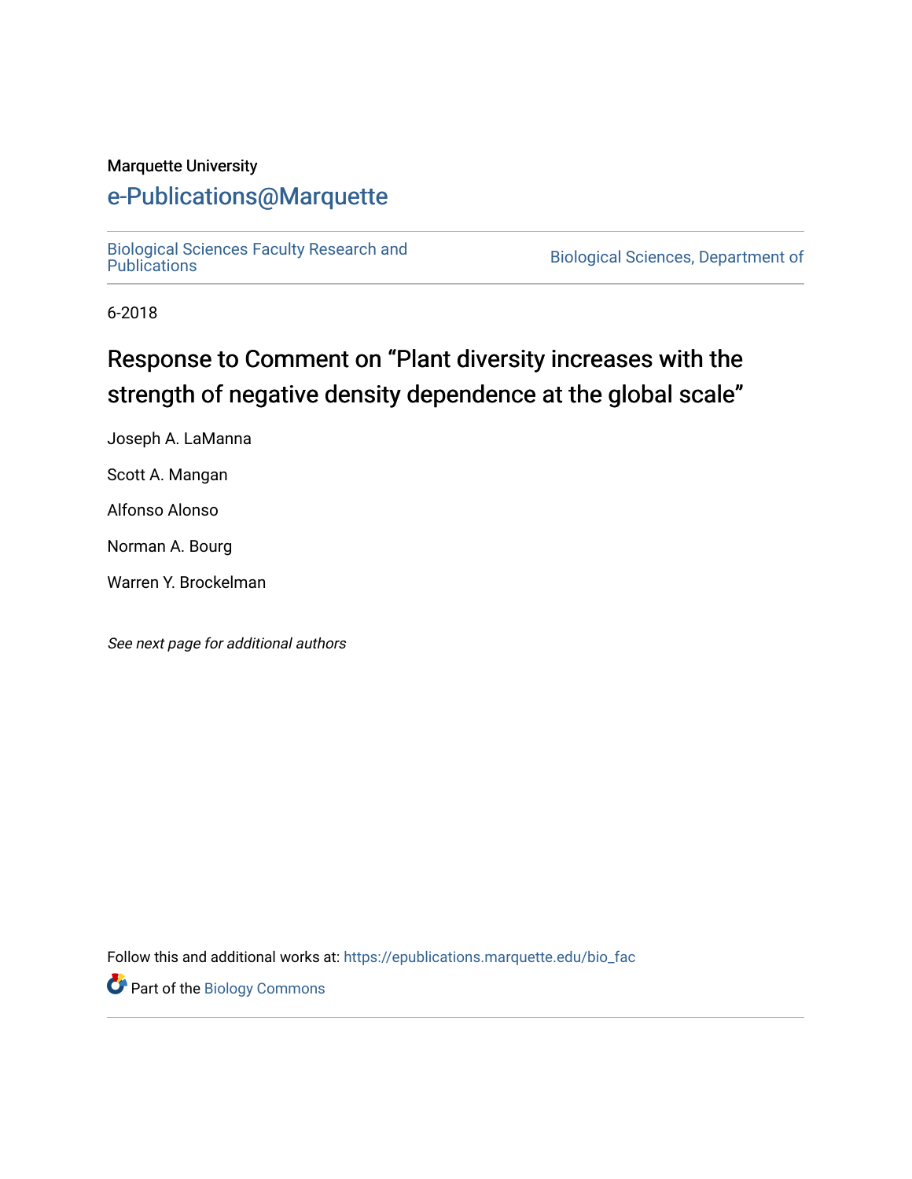Marquette University

# e-Publications@Marquette

Biological Sciences Faculty Research and Publications

Biological Sciences, Department of

6-2018

## Response to Comment on "Plant diversity increases with the strength of negative density dependence at the global scale"

Joseph A. LaManna

Scott A. Mangan

Alfonso Alonso

Norman A. Bourg

Warren Y. Brockelman

*See next page for additional authors*

Follow this and additional works at: https://epublications.marquette.edu/bio_fac

Part of the Biology Commons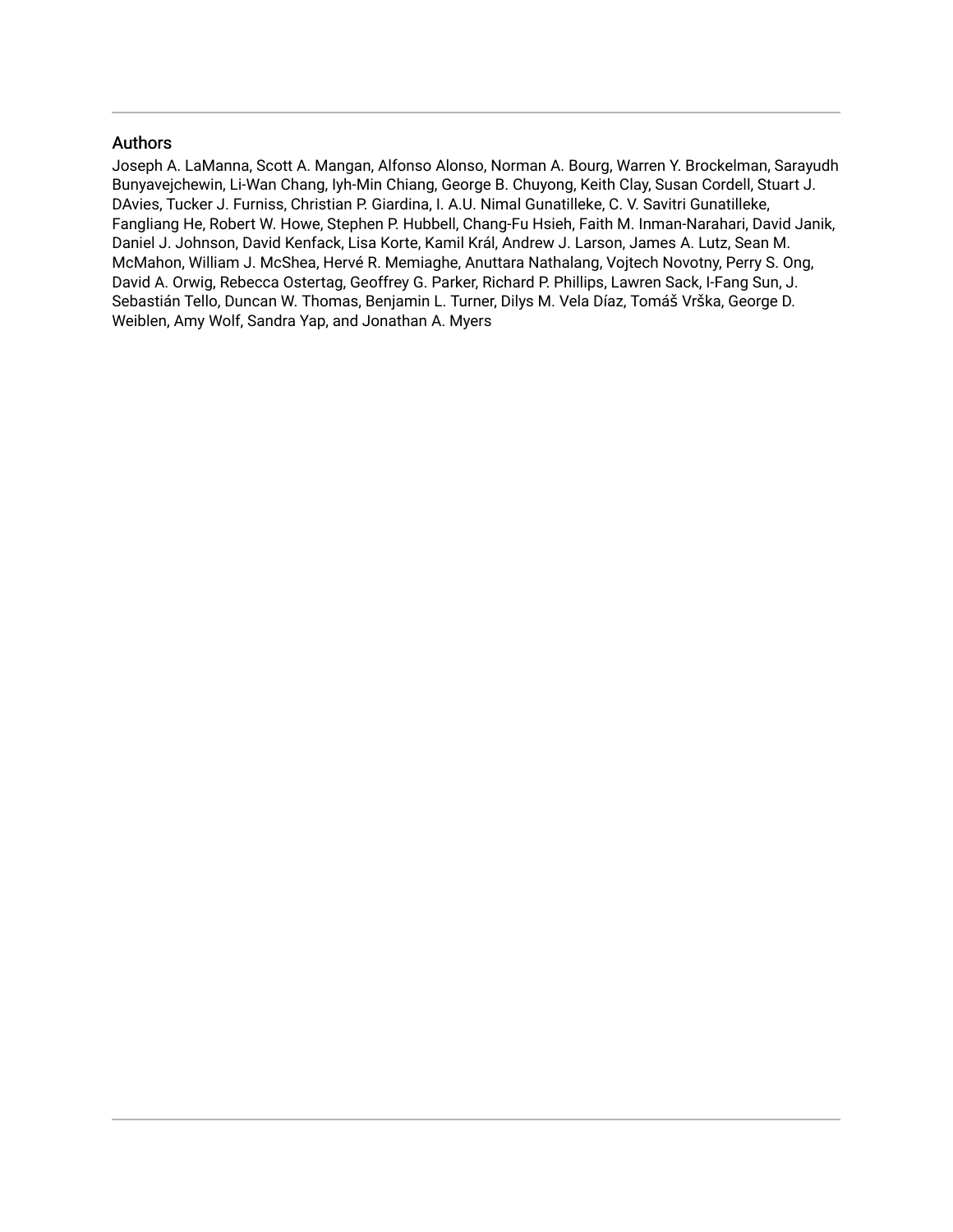## Authors

Joseph A. LaManna, Scott A. Mangan, Alfonso Alonso, Norman A. Bourg, Warren Y. Brockelman, Sarayudh Bunyavejchewin, Li-Wan Chang, Iyh-Min Chiang, George B. Chuyong, Keith Clay, Susan Cordell, Stuart J. DAvies, Tucker J. Furniss, Christian P. Giardina, I. A.U. Nimal Gunatilleke, C. V. Savitri Gunatilleke, Fangliang He, Robert W. Howe, Stephen P. Hubbell, Chang-Fu Hsieh, Faith M. Inman-Narahari, David Janik, Daniel J. Johnson, David Kenfack, Lisa Korte, Kamil Král, Andrew J. Larson, James A. Lutz, Sean M. McMahon, William J. McShea, Hervé R. Memiaghe, Anuttara Nathalang, Vojtech Novotny, Perry S. Ong, David A. Orwig, Rebecca Ostertag, Geoffrey G. Parker, Richard P. Phillips, Lawren Sack, I-Fang Sun, J. Sebastián Tello, Duncan W. Thomas, Benjamin L. Turner, Dilys M. Vela Díaz, Tomáš Vrška, George D. Weiblen, Amy Wolf, Sandra Yap, and Jonathan A. Myers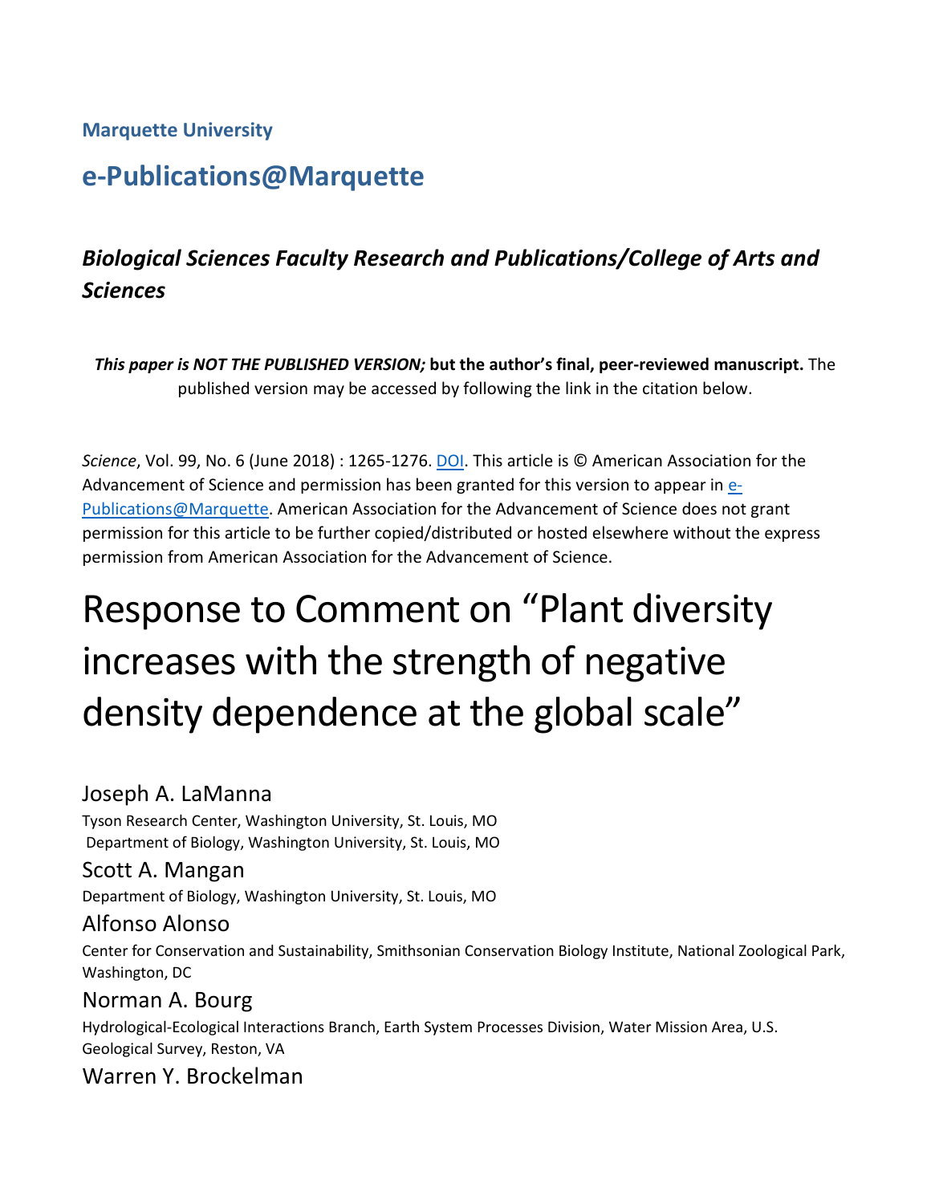**Marquette University**

## e-Publications@Marquette

### *Biological Sciences Faculty Research and Publications/College of Arts and Sciences*

***This paper is NOT THE PUBLISHED VERSION;* but the author's final, peer-reviewed manuscript.** The published version may be accessed by following the link in the citation below.

*Science*, Vol. 99, No. 6 (June 2018) : 1265-1276. DOI. This article is © American Association for the Advancement of Science and permission has been granted for this version to appear in e-Publications@Marquette. American Association for the Advancement of Science does not grant permission for this article to be further copied/distributed or hosted elsewhere without the express permission from American Association for the Advancement of Science.

# Response to Comment on "Plant diversity increases with the strength of negative density dependence at the global scale"

Joseph A. LaManna
Tyson Research Center, Washington University, St. Louis, MO
Department of Biology, Washington University, St. Louis, MO

Scott A. Mangan
Department of Biology, Washington University, St. Louis, MO

Alfonso Alonso
Center for Conservation and Sustainability, Smithsonian Conservation Biology Institute, National Zoological Park, Washington, DC

Norman A. Bourg
Hydrological-Ecological Interactions Branch, Earth System Processes Division, Water Mission Area, U.S. Geological Survey, Reston, VA

Warren Y. Brockelman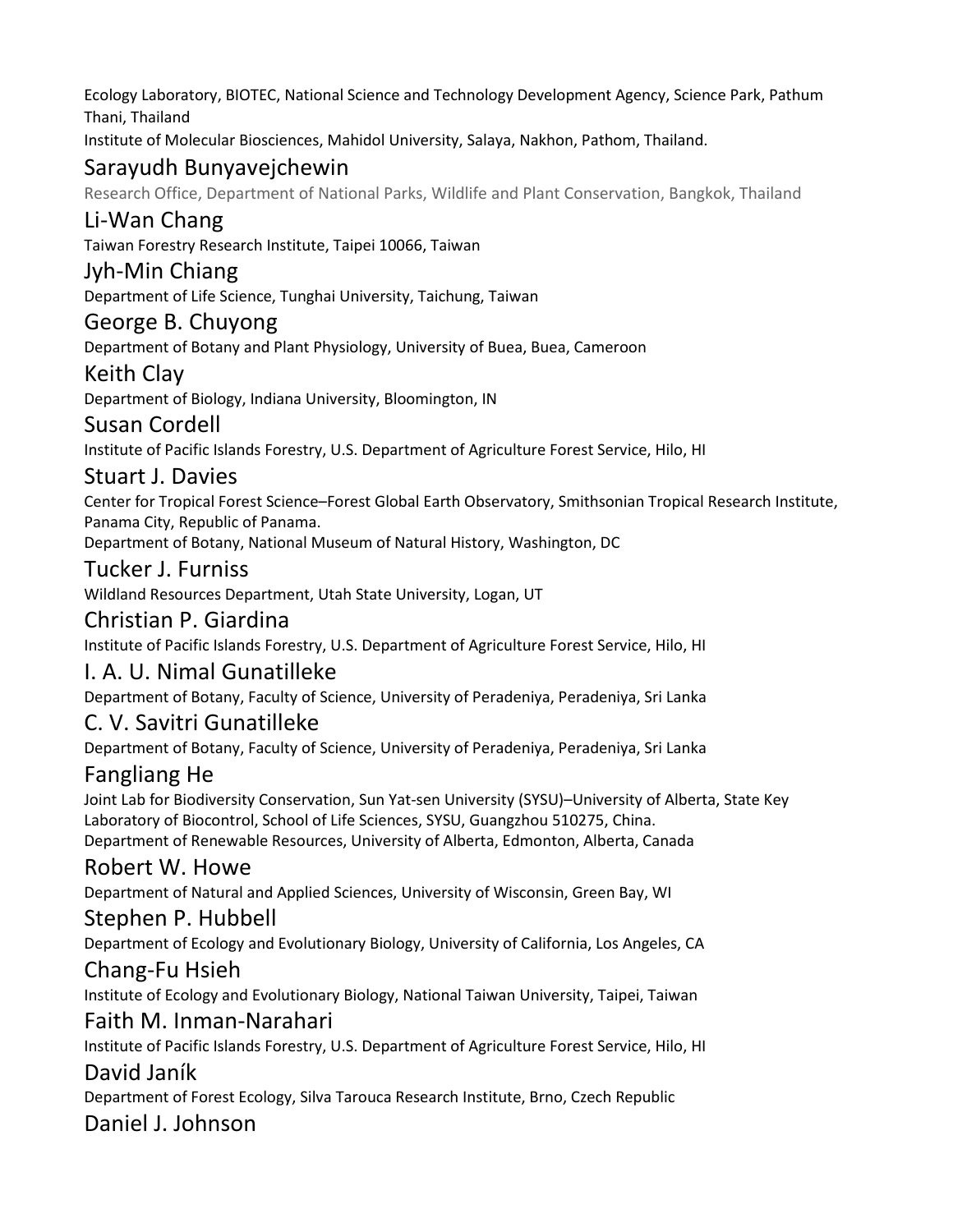Ecology Laboratory, BIOTEC, National Science and Technology Development Agency, Science Park, Pathum Thani, Thailand

Institute of Molecular Biosciences, Mahidol University, Salaya, Nakhon, Pathom, Thailand.

## Sarayudh Bunyavejchewin

Research Office, Department of National Parks, Wildlife and Plant Conservation, Bangkok, Thailand

## Li-Wan Chang

Taiwan Forestry Research Institute, Taipei 10066, Taiwan

## Jyh-Min Chiang

Department of Life Science, Tunghai University, Taichung, Taiwan

## George B. Chuyong

Department of Botany and Plant Physiology, University of Buea, Buea, Cameroon

## Keith Clay

Department of Biology, Indiana University, Bloomington, IN

## Susan Cordell

Institute of Pacific Islands Forestry, U.S. Department of Agriculture Forest Service, Hilo, HI

## Stuart J. Davies

Center for Tropical Forest Science–Forest Global Earth Observatory, Smithsonian Tropical Research Institute, Panama City, Republic of Panama.

Department of Botany, National Museum of Natural History, Washington, DC

## Tucker J. Furniss

Wildland Resources Department, Utah State University, Logan, UT

## Christian P. Giardina

Institute of Pacific Islands Forestry, U.S. Department of Agriculture Forest Service, Hilo, HI

## I. A. U. Nimal Gunatilleke

Department of Botany, Faculty of Science, University of Peradeniya, Peradeniya, Sri Lanka

## C. V. Savitri Gunatilleke

Department of Botany, Faculty of Science, University of Peradeniya, Peradeniya, Sri Lanka

## Fangliang He

Joint Lab for Biodiversity Conservation, Sun Yat-sen University (SYSU)–University of Alberta, State Key Laboratory of Biocontrol, School of Life Sciences, SYSU, Guangzhou 510275, China.

Department of Renewable Resources, University of Alberta, Edmonton, Alberta, Canada

## Robert W. Howe

Department of Natural and Applied Sciences, University of Wisconsin, Green Bay, WI

## Stephen P. Hubbell

Department of Ecology and Evolutionary Biology, University of California, Los Angeles, CA

## Chang-Fu Hsieh

Institute of Ecology and Evolutionary Biology, National Taiwan University, Taipei, Taiwan

## Faith M. Inman-Narahari

Institute of Pacific Islands Forestry, U.S. Department of Agriculture Forest Service, Hilo, HI

## David Janík

Department of Forest Ecology, Silva Tarouca Research Institute, Brno, Czech Republic

## Daniel J. Johnson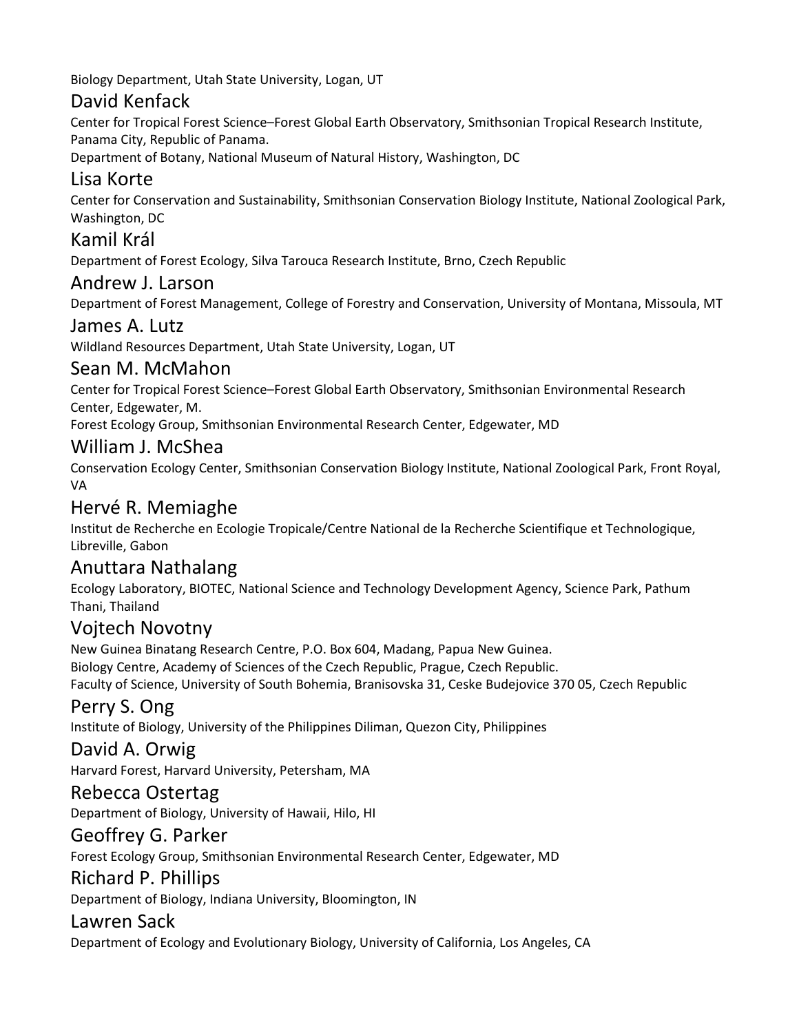Biology Department, Utah State University, Logan, UT

### David Kenfack

Center for Tropical Forest Science–Forest Global Earth Observatory, Smithsonian Tropical Research Institute, Panama City, Republic of Panama.

Department of Botany, National Museum of Natural History, Washington, DC

### Lisa Korte

Center for Conservation and Sustainability, Smithsonian Conservation Biology Institute, National Zoological Park, Washington, DC

### Kamil Král

Department of Forest Ecology, Silva Tarouca Research Institute, Brno, Czech Republic

### Andrew J. Larson

Department of Forest Management, College of Forestry and Conservation, University of Montana, Missoula, MT

### James A. Lutz

Wildland Resources Department, Utah State University, Logan, UT

### Sean M. McMahon

Center for Tropical Forest Science–Forest Global Earth Observatory, Smithsonian Environmental Research Center, Edgewater, M.

Forest Ecology Group, Smithsonian Environmental Research Center, Edgewater, MD

### William J. McShea

Conservation Ecology Center, Smithsonian Conservation Biology Institute, National Zoological Park, Front Royal, VA

### Hervé R. Memiaghe

Institut de Recherche en Ecologie Tropicale/Centre National de la Recherche Scientifique et Technologique, Libreville, Gabon

### Anuttara Nathalang

Ecology Laboratory, BIOTEC, National Science and Technology Development Agency, Science Park, Pathum Thani, Thailand

### Vojtech Novotny

New Guinea Binatang Research Centre, P.O. Box 604, Madang, Papua New Guinea.

Biology Centre, Academy of Sciences of the Czech Republic, Prague, Czech Republic.

Faculty of Science, University of South Bohemia, Branisovska 31, Ceske Budejovice 370 05, Czech Republic

### Perry S. Ong

Institute of Biology, University of the Philippines Diliman, Quezon City, Philippines

### David A. Orwig

Harvard Forest, Harvard University, Petersham, MA

### Rebecca Ostertag

Department of Biology, University of Hawaii, Hilo, HI

### Geoffrey G. Parker

Forest Ecology Group, Smithsonian Environmental Research Center, Edgewater, MD

### Richard P. Phillips

Department of Biology, Indiana University, Bloomington, IN

### Lawren Sack

Department of Ecology and Evolutionary Biology, University of California, Los Angeles, CA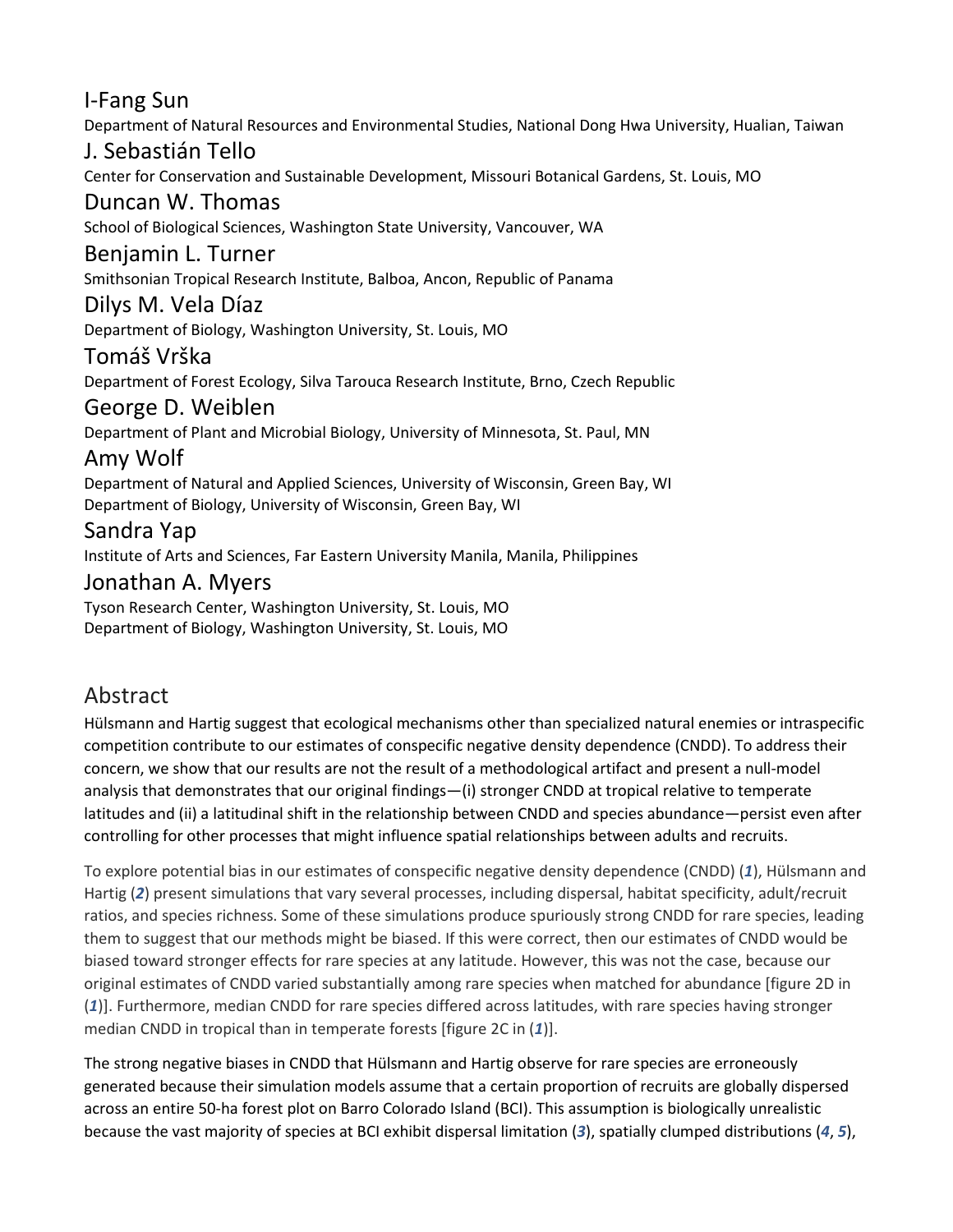I-Fang Sun

Department of Natural Resources and Environmental Studies, National Dong Hwa University, Hualian, Taiwan

J. Sebastián Tello

Center for Conservation and Sustainable Development, Missouri Botanical Gardens, St. Louis, MO

Duncan W. Thomas

School of Biological Sciences, Washington State University, Vancouver, WA

Benjamin L. Turner

Smithsonian Tropical Research Institute, Balboa, Ancon, Republic of Panama

Dilys M. Vela Díaz

Department of Biology, Washington University, St. Louis, MO

Tomáš Vrška

Department of Forest Ecology, Silva Tarouca Research Institute, Brno, Czech Republic

George D. Weiblen

Department of Plant and Microbial Biology, University of Minnesota, St. Paul, MN

Amy Wolf

Department of Natural and Applied Sciences, University of Wisconsin, Green Bay, WI
Department of Biology, University of Wisconsin, Green Bay, WI

Sandra Yap

Institute of Arts and Sciences, Far Eastern University Manila, Manila, Philippines

Jonathan A. Myers

Tyson Research Center, Washington University, St. Louis, MO
Department of Biology, Washington University, St. Louis, MO

## Abstract

Hülsmann and Hartig suggest that ecological mechanisms other than specialized natural enemies or intraspecific competition contribute to our estimates of conspecific negative density dependence (CNDD). To address their concern, we show that our results are not the result of a methodological artifact and present a null-model analysis that demonstrates that our original findings—(i) stronger CNDD at tropical relative to temperate latitudes and (ii) a latitudinal shift in the relationship between CNDD and species abundance—persist even after controlling for other processes that might influence spatial relationships between adults and recruits.

To explore potential bias in our estimates of conspecific negative density dependence (CNDD) (*1*), Hülsmann and Hartig (*2*) present simulations that vary several processes, including dispersal, habitat specificity, adult/recruit ratios, and species richness. Some of these simulations produce spuriously strong CNDD for rare species, leading them to suggest that our methods might be biased. If this were correct, then our estimates of CNDD would be biased toward stronger effects for rare species at any latitude. However, this was not the case, because our original estimates of CNDD varied substantially among rare species when matched for abundance [figure 2D in (*1*)]. Furthermore, median CNDD for rare species differed across latitudes, with rare species having stronger median CNDD in tropical than in temperate forests [figure 2C in (*1*)].

The strong negative biases in CNDD that Hülsmann and Hartig observe for rare species are erroneously generated because their simulation models assume that a certain proportion of recruits are globally dispersed across an entire 50-ha forest plot on Barro Colorado Island (BCI). This assumption is biologically unrealistic because the vast majority of species at BCI exhibit dispersal limitation (*3*), spatially clumped distributions (*4*, *5*),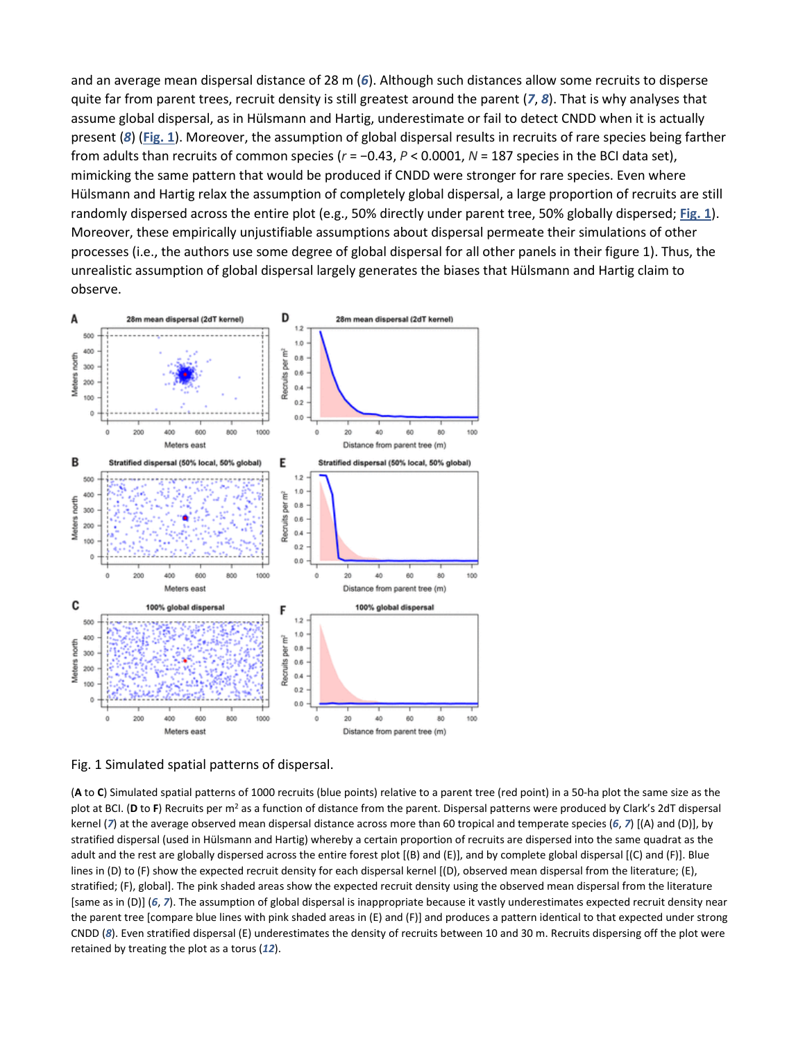and an average mean dispersal distance of 28 m (*6*). Although such distances allow some recruits to disperse quite far from parent trees, recruit density is still greatest around the parent (*7*, *8*). That is why analyses that assume global dispersal, as in Hülsmann and Hartig, underestimate or fail to detect CNDD when it is actually present (*8*) (Fig. 1). Moreover, the assumption of global dispersal results in recruits of rare species being farther from adults than recruits of common species ($r = -0.43$, $P < 0.0001$, $N = 187$ species in the BCI data set), mimicking the same pattern that would be produced if CNDD were stronger for rare species. Even where Hülsmann and Hartig relax the assumption of completely global dispersal, a large proportion of recruits are still randomly dispersed across the entire plot (e.g., 50% directly under parent tree, 50% globally dispersed; Fig. 1). Moreover, these empirically unjustifiable assumptions about dispersal permeate their simulations of other processes (i.e., the authors use some degree of global dispersal for all other panels in their figure 1). Thus, the unrealistic assumption of global dispersal largely generates the biases that Hülsmann and Hartig claim to observe.

Fig. 1 Simulated spatial patterns of dispersal.

(**A** to **C**) Simulated spatial patterns of 1000 recruits (blue points) relative to a parent tree (red point) in a 50-ha plot the same size as the plot at BCI. (**D** to **F**) Recruits per $m^2$ as a function of distance from the parent. Dispersal patterns were produced by Clark's 2dT dispersal kernel (*7*) at the average observed mean dispersal distance across more than 60 tropical and temperate species (*6*, *7*) [(A) and (D)], by stratified dispersal (used in Hülsmann and Hartig) whereby a certain proportion of recruits are dispersed into the same quadrat as the adult and the rest are globally dispersed across the entire forest plot [(B) and (E)], and by complete global dispersal [(C) and (F)]. Blue lines in (D) to (F) show the expected recruit density for each dispersal kernel [(D), observed mean dispersal from the literature; (E), stratified; (F), global]. The pink shaded areas show the expected recruit density using the observed mean dispersal from the literature [same as in (D)] (*6*, *7*). The assumption of global dispersal is inappropriate because it vastly underestimates expected recruit density near the parent tree [compare blue lines with pink shaded areas in (E) and (F)] and produces a pattern identical to that expected under strong CNDD (*8*). Even stratified dispersal (E) underestimates the density of recruits between 10 and 30 m. Recruits dispersing off the plot were retained by treating the plot as a torus (*12*).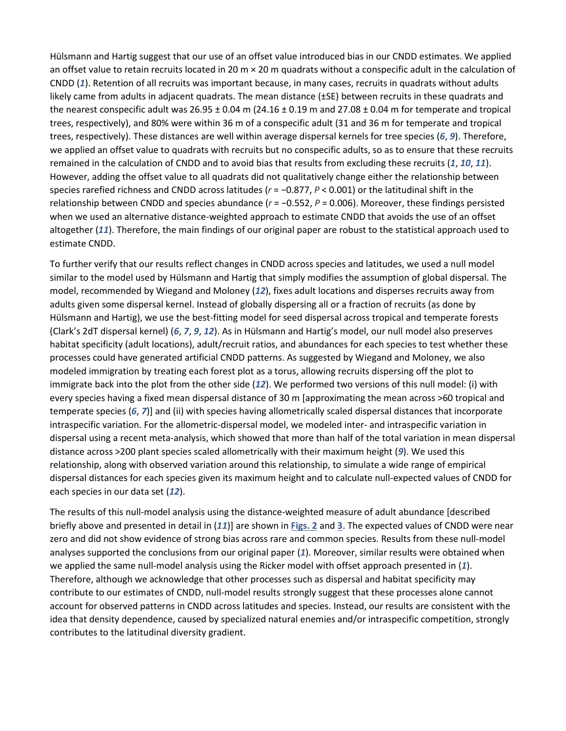Hülsmann and Hartig suggest that our use of an offset value introduced bias in our CNDD estimates. We applied an offset value to retain recruits located in 20 m × 20 m quadrats without a conspecific adult in the calculation of CNDD (*1*). Retention of all recruits was important because, in many cases, recruits in quadrats without adults likely came from adults in adjacent quadrats. The mean distance (±SE) between recruits in these quadrats and the nearest conspecific adult was 26.95 ± 0.04 m (24.16 ± 0.19 m and 27.08 ± 0.04 m for temperate and tropical trees, respectively), and 80% were within 36 m of a conspecific adult (31 and 36 m for temperate and tropical trees, respectively). These distances are well within average dispersal kernels for tree species (*6*, *9*). Therefore, we applied an offset value to quadrats with recruits but no conspecific adults, so as to ensure that these recruits remained in the calculation of CNDD and to avoid bias that results from excluding these recruits (*1*, *10*, *11*). However, adding the offset value to all quadrats did not qualitatively change either the relationship between species rarefied richness and CNDD across latitudes ($r = -0.877$, $P < 0.001$) or the latitudinal shift in the relationship between CNDD and species abundance ($r = -0.552$, $P = 0.006$). Moreover, these findings persisted when we used an alternative distance-weighted approach to estimate CNDD that avoids the use of an offset altogether (*11*). Therefore, the main findings of our original paper are robust to the statistical approach used to estimate CNDD.

To further verify that our results reflect changes in CNDD across species and latitudes, we used a null model similar to the model used by Hülsmann and Hartig that simply modifies the assumption of global dispersal. The model, recommended by Wiegand and Moloney (*12*), fixes adult locations and disperses recruits away from adults given some dispersal kernel. Instead of globally dispersing all or a fraction of recruits (as done by Hülsmann and Hartig), we use the best-fitting model for seed dispersal across tropical and temperate forests (Clark's 2dT dispersal kernel) (*6*, *7*, *9*, *12*). As in Hülsmann and Hartig's model, our null model also preserves habitat specificity (adult locations), adult/recruit ratios, and abundances for each species to test whether these processes could have generated artificial CNDD patterns. As suggested by Wiegand and Moloney, we also modeled immigration by treating each forest plot as a torus, allowing recruits dispersing off the plot to immigrate back into the plot from the other side (*12*). We performed two versions of this null model: (i) with every species having a fixed mean dispersal distance of 30 m [approximating the mean across >60 tropical and temperate species (*6*, *7*)] and (ii) with species having allometrically scaled dispersal distances that incorporate intraspecific variation. For the allometric-dispersal model, we modeled inter- and intraspecific variation in dispersal using a recent meta-analysis, which showed that more than half of the total variation in mean dispersal distance across >200 plant species scaled allometrically with their maximum height (*9*). We used this relationship, along with observed variation around this relationship, to simulate a wide range of empirical dispersal distances for each species given its maximum height and to calculate null-expected values of CNDD for each species in our data set (*12*).

The results of this null-model analysis using the distance-weighted measure of adult abundance [described briefly above and presented in detail in (*11*)] are shown in Figs. 2 and 3. The expected values of CNDD were near zero and did not show evidence of strong bias across rare and common species. Results from these null-model analyses supported the conclusions from our original paper (*1*). Moreover, similar results were obtained when we applied the same null-model analysis using the Ricker model with offset approach presented in (*1*). Therefore, although we acknowledge that other processes such as dispersal and habitat specificity may contribute to our estimates of CNDD, null-model results strongly suggest that these processes alone cannot account for observed patterns in CNDD across latitudes and species. Instead, our results are consistent with the idea that density dependence, caused by specialized natural enemies and/or intraspecific competition, strongly contributes to the latitudinal diversity gradient.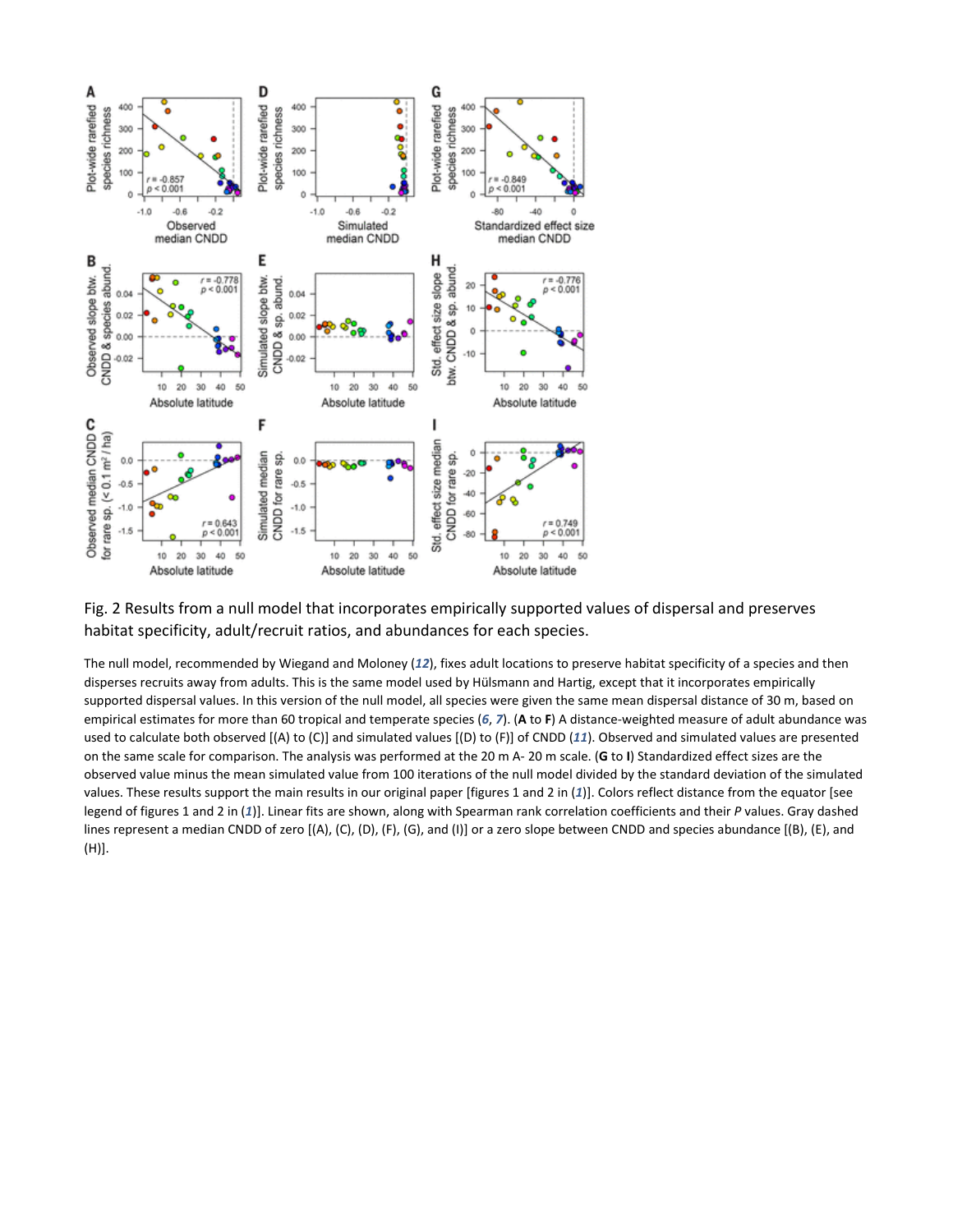Fig. 2 Results from a null model that incorporates empirically supported values of dispersal and preserves habitat specificity, adult/recruit ratios, and abundances for each species.

The null model, recommended by Wiegand and Moloney (*12*), fixes adult locations to preserve habitat specificity of a species and then disperses recruits away from adults. This is the same model used by Hülsmann and Hartig, except that it incorporates empirically supported dispersal values. In this version of the null model, all species were given the same mean dispersal distance of 30 m, based on empirical estimates for more than 60 tropical and temperate species (*6*, *7*). (**A** to **F**) A distance-weighted measure of adult abundance was used to calculate both observed [(A) to (C)] and simulated values [(D) to (F)] of CNDD (*11*). Observed and simulated values are presented on the same scale for comparison. The analysis was performed at the 20 m A- 20 m scale. (**G** to **I**) Standardized effect sizes are the observed value minus the mean simulated value from 100 iterations of the null model divided by the standard deviation of the simulated values. These results support the main results in our original paper [figures 1 and 2 in (*1*)]. Colors reflect distance from the equator [see legend of figures 1 and 2 in (*1*)]. Linear fits are shown, along with Spearman rank correlation coefficients and their *P* values. Gray dashed lines represent a median CNDD of zero [(A), (C), (D), (F), (G), and (I)] or a zero slope between CNDD and species abundance [(B), (E), and (H)].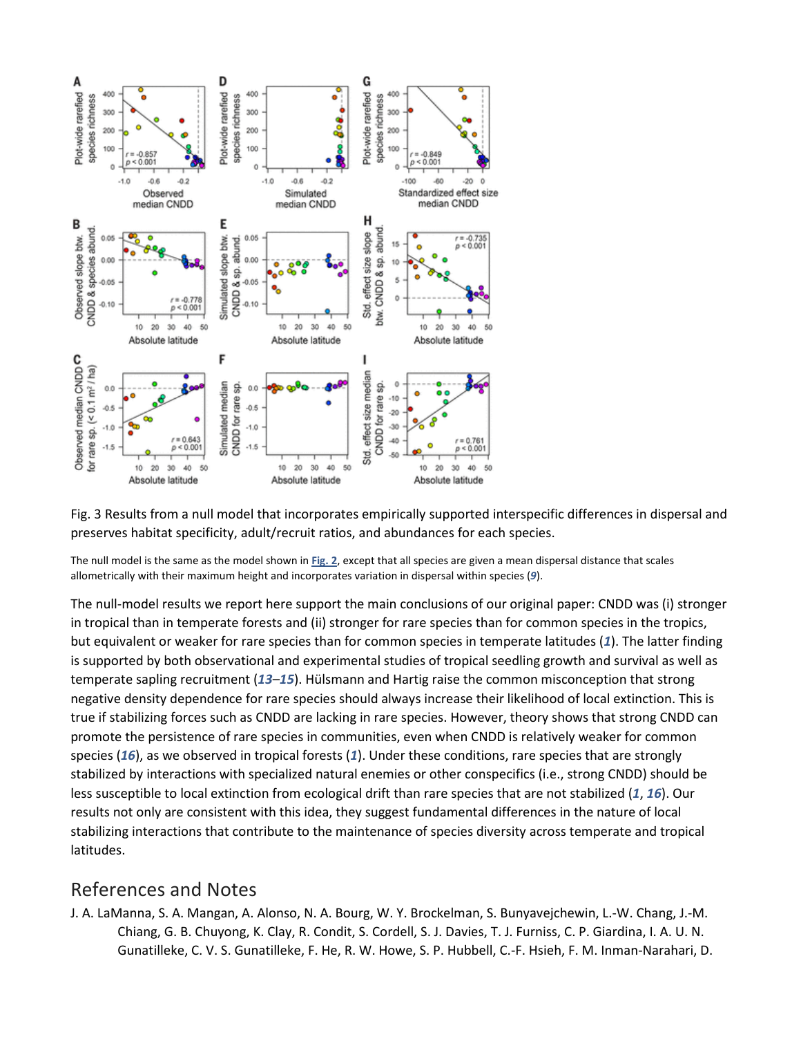Fig. 3 Results from a null model that incorporates empirically supported interspecific differences in dispersal and preserves habitat specificity, adult/recruit ratios, and abundances for each species.

The null model is the same as the model shown in Fig. 2, except that all species are given a mean dispersal distance that scales allometrically with their maximum height and incorporates variation in dispersal within species (*9*).

The null-model results we report here support the main conclusions of our original paper: CNDD was (i) stronger in tropical than in temperate forests and (ii) stronger for rare species than for common species in the tropics, but equivalent or weaker for rare species than for common species in temperate latitudes (*1*). The latter finding is supported by both observational and experimental studies of tropical seedling growth and survival as well as temperate sapling recruitment (*13*–*15*). Hülsmann and Hartig raise the common misconception that strong negative density dependence for rare species should always increase their likelihood of local extinction. This is true if stabilizing forces such as CNDD are lacking in rare species. However, theory shows that strong CNDD can promote the persistence of rare species in communities, even when CNDD is relatively weaker for common species (*16*), as we observed in tropical forests (*1*). Under these conditions, rare species that are strongly stabilized by interactions with specialized natural enemies or other conspecifics (i.e., strong CNDD) should be less susceptible to local extinction from ecological drift than rare species that are not stabilized (*1*, *16*). Our results not only are consistent with this idea, they suggest fundamental differences in the nature of local stabilizing interactions that contribute to the maintenance of species diversity across temperate and tropical latitudes.

## References and Notes

J. A. LaManna, S. A. Mangan, A. Alonso, N. A. Bourg, W. Y. Brockelman, S. Bunyavejchewin, L.-W. Chang, J.-M. Chiang, G. B. Chuyong, K. Clay, R. Condit, S. Cordell, S. J. Davies, T. J. Furniss, C. P. Giardina, I. A. U. N. Gunatilleke, C. V. S. Gunatilleke, F. He, R. W. Howe, S. P. Hubbell, C.-F. Hsieh, F. M. Inman-Narahari, D.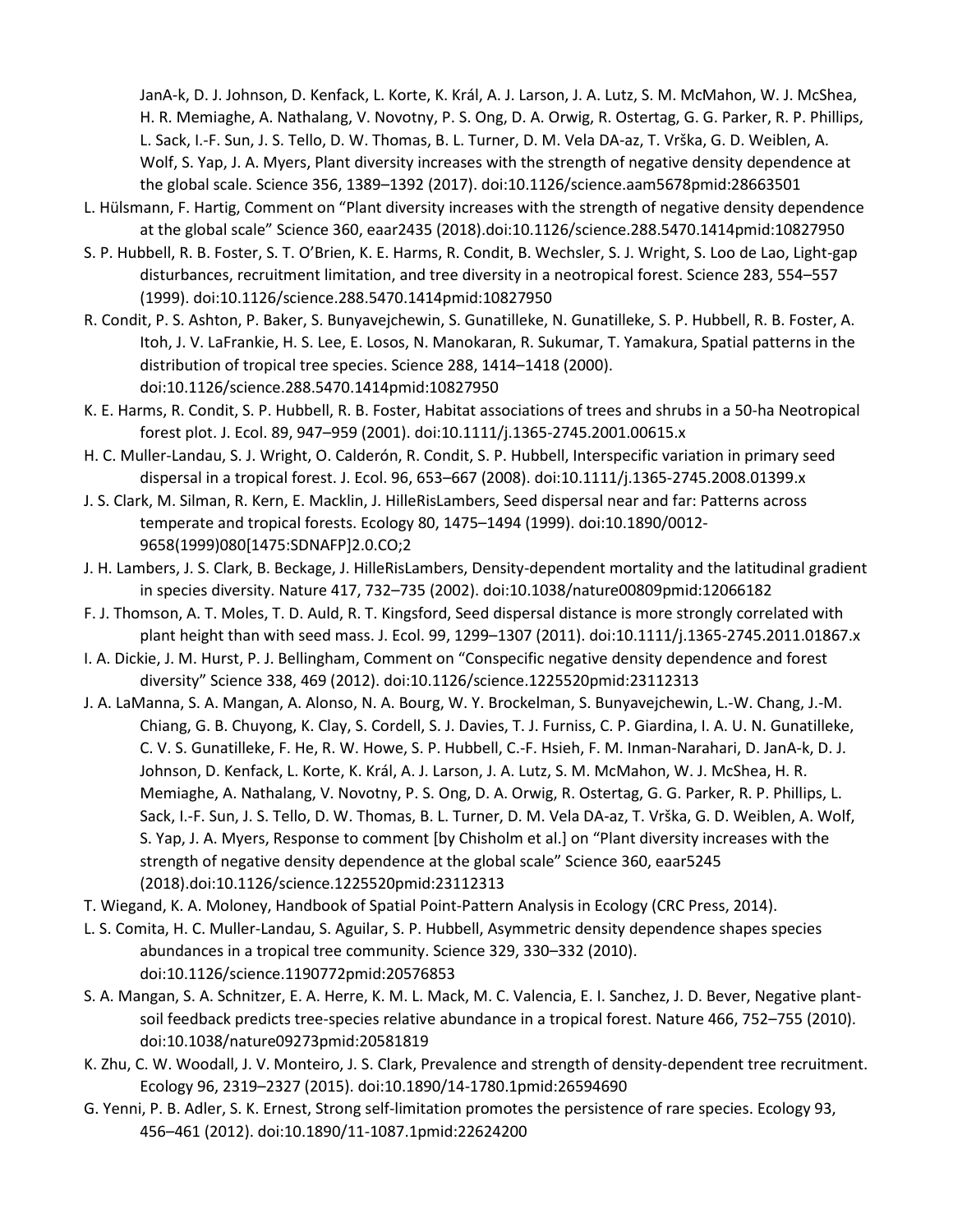JanA-k, D. J. Johnson, D. Kenfack, L. Korte, K. Král, A. J. Larson, J. A. Lutz, S. M. McMahon, W. J. McShea, H. R. Memiaghe, A. Nathalang, V. Novotny, P. S. Ong, D. A. Orwig, R. Ostertag, G. G. Parker, R. P. Phillips, L. Sack, I.-F. Sun, J. S. Tello, D. W. Thomas, B. L. Turner, D. M. Vela DA-az, T. Vrška, G. D. Weiblen, A. Wolf, S. Yap, J. A. Myers, Plant diversity increases with the strength of negative density dependence at the global scale. Science 356, 1389–1392 (2017). doi:10.1126/science.aam5678pmid:28663501

L. Hülsmann, F. Hartig, Comment on "Plant diversity increases with the strength of negative density dependence at the global scale" Science 360, eaar2435 (2018).doi:10.1126/science.288.5470.1414pmid:10827950

S. P. Hubbell, R. B. Foster, S. T. O'Brien, K. E. Harms, R. Condit, B. Wechsler, S. J. Wright, S. Loo de Lao, Light-gap disturbances, recruitment limitation, and tree diversity in a neotropical forest. Science 283, 554–557 (1999). doi:10.1126/science.288.5470.1414pmid:10827950

R. Condit, P. S. Ashton, P. Baker, S. Bunyavejchewin, S. Gunatilleke, N. Gunatilleke, S. P. Hubbell, R. B. Foster, A. Itoh, J. V. LaFrankie, H. S. Lee, E. Losos, N. Manokaran, R. Sukumar, T. Yamakura, Spatial patterns in the distribution of tropical tree species. Science 288, 1414–1418 (2000). doi:10.1126/science.288.5470.1414pmid:10827950

K. E. Harms, R. Condit, S. P. Hubbell, R. B. Foster, Habitat associations of trees and shrubs in a 50-ha Neotropical forest plot. J. Ecol. 89, 947–959 (2001). doi:10.1111/j.1365-2745.2001.00615.x

H. C. Muller-Landau, S. J. Wright, O. Calderón, R. Condit, S. P. Hubbell, Interspecific variation in primary seed dispersal in a tropical forest. J. Ecol. 96, 653–667 (2008). doi:10.1111/j.1365-2745.2008.01399.x

J. S. Clark, M. Silman, R. Kern, E. Macklin, J. HilleRisLambers, Seed dispersal near and far: Patterns across temperate and tropical forests. Ecology 80, 1475–1494 (1999). doi:10.1890/0012-9658(1999)080[1475:SDNAFP]2.0.CO;2

J. H. Lambers, J. S. Clark, B. Beckage, J. HilleRisLambers, Density-dependent mortality and the latitudinal gradient in species diversity. Nature 417, 732–735 (2002). doi:10.1038/nature00809pmid:12066182

F. J. Thomson, A. T. Moles, T. D. Auld, R. T. Kingsford, Seed dispersal distance is more strongly correlated with plant height than with seed mass. J. Ecol. 99, 1299–1307 (2011). doi:10.1111/j.1365-2745.2011.01867.x

I. A. Dickie, J. M. Hurst, P. J. Bellingham, Comment on "Conspecific negative density dependence and forest diversity" Science 338, 469 (2012). doi:10.1126/science.1225520pmid:23112313

J. A. LaManna, S. A. Mangan, A. Alonso, N. A. Bourg, W. Y. Brockelman, S. Bunyavejchewin, L.-W. Chang, J.-M. Chiang, G. B. Chuyong, K. Clay, S. Cordell, S. J. Davies, T. J. Furniss, C. P. Giardina, I. A. U. N. Gunatilleke, C. V. S. Gunatilleke, F. He, R. W. Howe, S. P. Hubbell, C.-F. Hsieh, F. M. Inman-Narahari, D. JanA-k, D. J. Johnson, D. Kenfack, L. Korte, K. Král, A. J. Larson, J. A. Lutz, S. M. McMahon, W. J. McShea, H. R. Memiaghe, A. Nathalang, V. Novotny, P. S. Ong, D. A. Orwig, R. Ostertag, G. G. Parker, R. P. Phillips, L. Sack, I.-F. Sun, J. S. Tello, D. W. Thomas, B. L. Turner, D. M. Vela DA-az, T. Vrška, G. D. Weiblen, A. Wolf, S. Yap, J. A. Myers, Response to comment [by Chisholm et al.] on "Plant diversity increases with the strength of negative density dependence at the global scale" Science 360, eaar5245 (2018).doi:10.1126/science.1225520pmid:23112313

T. Wiegand, K. A. Moloney, Handbook of Spatial Point-Pattern Analysis in Ecology (CRC Press, 2014).

L. S. Comita, H. C. Muller-Landau, S. Aguilar, S. P. Hubbell, Asymmetric density dependence shapes species abundances in a tropical tree community. Science 329, 330–332 (2010). doi:10.1126/science.1190772pmid:20576853

S. A. Mangan, S. A. Schnitzer, E. A. Herre, K. M. L. Mack, M. C. Valencia, E. I. Sanchez, J. D. Bever, Negative plant-soil feedback predicts tree-species relative abundance in a tropical forest. Nature 466, 752–755 (2010). doi:10.1038/nature09273pmid:20581819

K. Zhu, C. W. Woodall, J. V. Monteiro, J. S. Clark, Prevalence and strength of density-dependent tree recruitment. Ecology 96, 2319–2327 (2015). doi:10.1890/14-1780.1pmid:26594690

G. Yenni, P. B. Adler, S. K. Ernest, Strong self-limitation promotes the persistence of rare species. Ecology 93, 456–461 (2012). doi:10.1890/11-1087.1pmid:22624200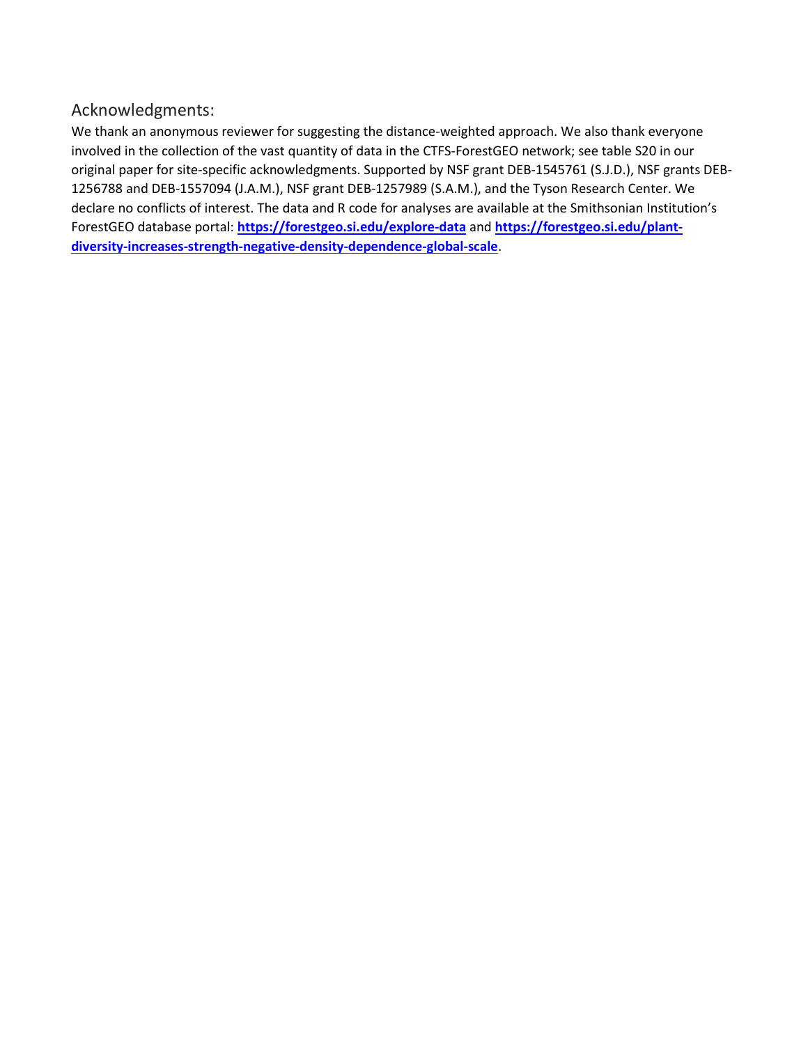## Acknowledgments:

We thank an anonymous reviewer for suggesting the distance-weighted approach. We also thank everyone involved in the collection of the vast quantity of data in the CTFS-ForestGEO network; see table S20 in our original paper for site-specific acknowledgments. Supported by NSF grant DEB-1545761 (S.J.D.), NSF grants DEB-1256788 and DEB-1557094 (J.A.M.), NSF grant DEB-1257989 (S.A.M.), and the Tyson Research Center. We declare no conflicts of interest. The data and R code for analyses are available at the Smithsonian Institution's ForestGEO database portal: **https://forestgeo.si.edu/explore-data** and **https://forestgeo.si.edu/plant-diversity-increases-strength-negative-density-dependence-global-scale**.